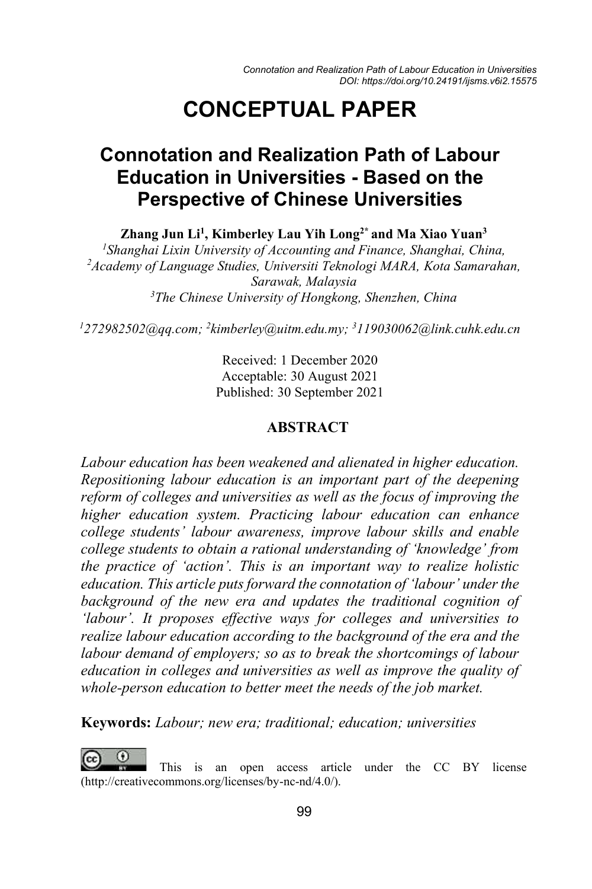# CONCEPTUAL PAPER

## Connotation and Realization Path of Labour Education in Universities - Based on the Perspective of Chinese Universities

**Zhang Jun Li[1], Kimberley Lau Yih Long[2*] and Ma Xiao Yuan[3]**

[1]*Shanghai Lixin University of Accounting and Finance, Shanghai, China,*
[2]*Academy of Language Studies, Universiti Teknologi MARA, Kota Samarahan, Sarawak, Malaysia*
[3]*The Chinese University of Hongkong, Shenzhen, China*

[1]*272982502@qq.com;* [2]*kimberley@uitm.edu.my;* [3]*119030062@link.cuhk.edu.cn*

Received: 1 December 2020
Acceptable: 30 August 2021
Published: 30 September 2021

**ABSTRACT**

*Labour education has been weakened and alienated in higher education. Repositioning labour education is an important part of the deepening reform of colleges and universities as well as the focus of improving the higher education system. Practicing labour education can enhance college students' labour awareness, improve labour skills and enable college students to obtain a rational understanding of 'knowledge' from the practice of 'action'. This is an important way to realize holistic education. This article puts forward the connotation of 'labour' under the background of the new era and updates the traditional cognition of 'labour'. It proposes effective ways for colleges and universities to realize labour education according to the background of the era and the labour demand of employers; so as to break the shortcomings of labour education in colleges and universities as well as improve the quality of whole-person education to better meet the needs of the job market.*

**Keywords:** *Labour; new era; traditional; education; universities*

This is an open access article under the CC BY license (http://creativecommons.org/licenses/by-nc-nd/4.0/).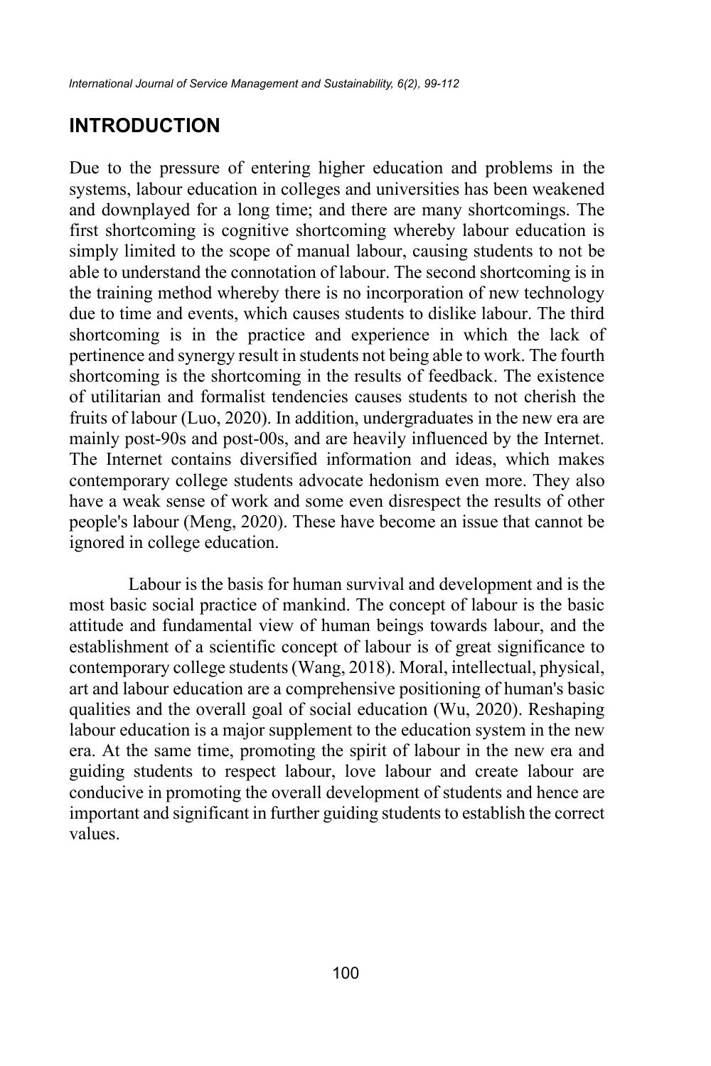## INTRODUCTION

Due to the pressure of entering higher education and problems in the systems, labour education in colleges and universities has been weakened and downplayed for a long time; and there are many shortcomings. The first shortcoming is cognitive shortcoming whereby labour education is simply limited to the scope of manual labour, causing students to not be able to understand the connotation of labour. The second shortcoming is in the training method whereby there is no incorporation of new technology due to time and events, which causes students to dislike labour. The third shortcoming is in the practice and experience in which the lack of pertinence and synergy result in students not being able to work. The fourth shortcoming is the shortcoming in the results of feedback. The existence of utilitarian and formalist tendencies causes students to not cherish the fruits of labour (Luo, 2020). In addition, undergraduates in the new era are mainly post-90s and post-00s, and are heavily influenced by the Internet. The Internet contains diversified information and ideas, which makes contemporary college students advocate hedonism even more. They also have a weak sense of work and some even disrespect the results of other people's labour (Meng, 2020). These have become an issue that cannot be ignored in college education.

Labour is the basis for human survival and development and is the most basic social practice of mankind. The concept of labour is the basic attitude and fundamental view of human beings towards labour, and the establishment of a scientific concept of labour is of great significance to contemporary college students (Wang, 2018). Moral, intellectual, physical, art and labour education are a comprehensive positioning of human's basic qualities and the overall goal of social education (Wu, 2020). Reshaping labour education is a major supplement to the education system in the new era. At the same time, promoting the spirit of labour in the new era and guiding students to respect labour, love labour and create labour are conducive in promoting the overall development of students and hence are important and significant in further guiding students to establish the correct values.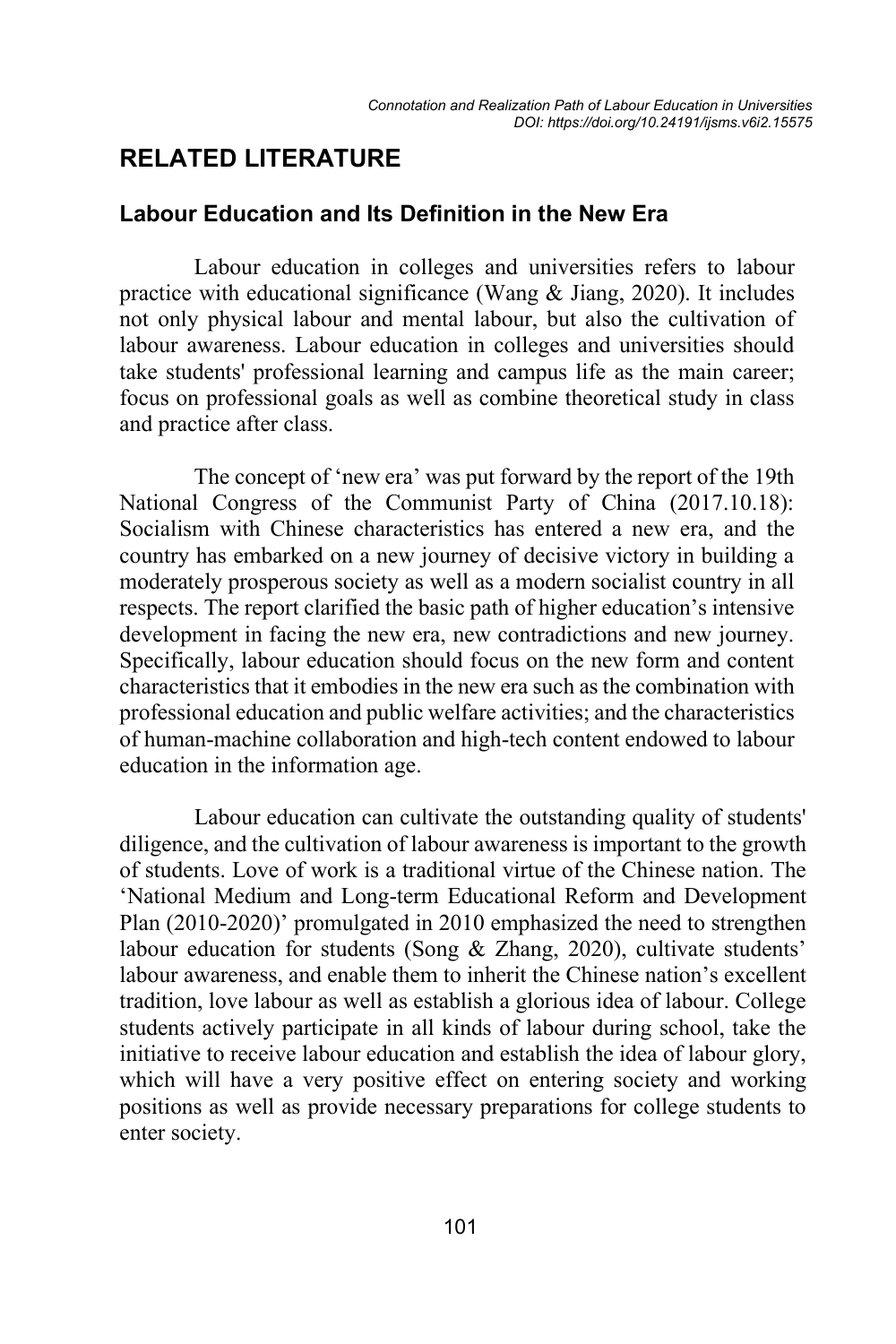## RELATED LITERATURE

### Labour Education and Its Definition in the New Era

Labour education in colleges and universities refers to labour practice with educational significance (Wang & Jiang, 2020). It includes not only physical labour and mental labour, but also the cultivation of labour awareness. Labour education in colleges and universities should take students' professional learning and campus life as the main career; focus on professional goals as well as combine theoretical study in class and practice after class.

The concept of 'new era' was put forward by the report of the 19th National Congress of the Communist Party of China (2017.10.18): Socialism with Chinese characteristics has entered a new era, and the country has embarked on a new journey of decisive victory in building a moderately prosperous society as well as a modern socialist country in all respects. The report clarified the basic path of higher education's intensive development in facing the new era, new contradictions and new journey. Specifically, labour education should focus on the new form and content characteristics that it embodies in the new era such as the combination with professional education and public welfare activities; and the characteristics of human-machine collaboration and high-tech content endowed to labour education in the information age.

Labour education can cultivate the outstanding quality of students' diligence, and the cultivation of labour awareness is important to the growth of students. Love of work is a traditional virtue of the Chinese nation. The 'National Medium and Long-term Educational Reform and Development Plan (2010-2020)' promulgated in 2010 emphasized the need to strengthen labour education for students (Song & Zhang, 2020), cultivate students' labour awareness, and enable them to inherit the Chinese nation's excellent tradition, love labour as well as establish a glorious idea of labour. College students actively participate in all kinds of labour during school, take the initiative to receive labour education and establish the idea of labour glory, which will have a very positive effect on entering society and working positions as well as provide necessary preparations for college students to enter society.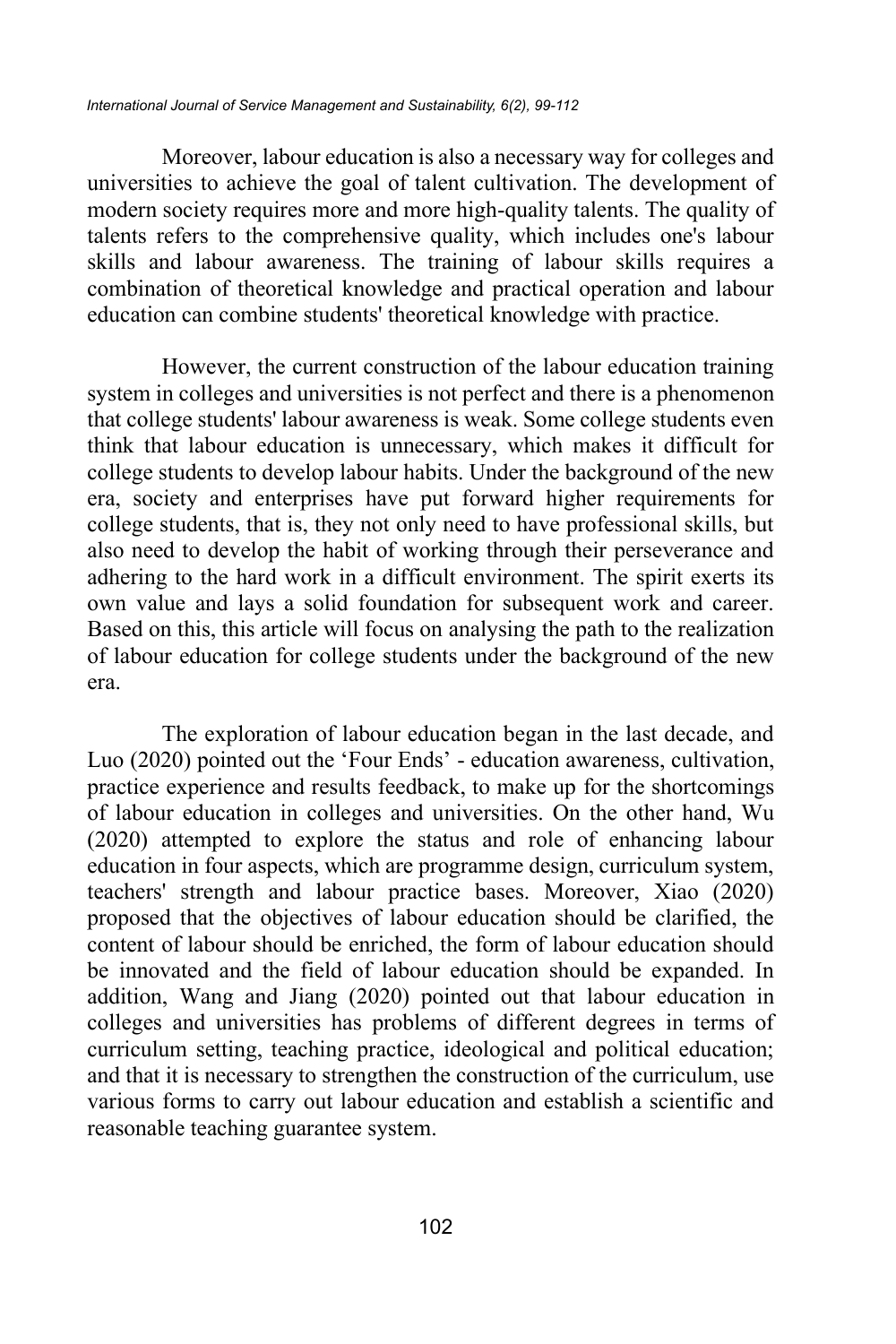Moreover, labour education is also a necessary way for colleges and universities to achieve the goal of talent cultivation. The development of modern society requires more and more high-quality talents. The quality of talents refers to the comprehensive quality, which includes one's labour skills and labour awareness. The training of labour skills requires a combination of theoretical knowledge and practical operation and labour education can combine students' theoretical knowledge with practice.

However, the current construction of the labour education training system in colleges and universities is not perfect and there is a phenomenon that college students' labour awareness is weak. Some college students even think that labour education is unnecessary, which makes it difficult for college students to develop labour habits. Under the background of the new era, society and enterprises have put forward higher requirements for college students, that is, they not only need to have professional skills, but also need to develop the habit of working through their perseverance and adhering to the hard work in a difficult environment. The spirit exerts its own value and lays a solid foundation for subsequent work and career. Based on this, this article will focus on analysing the path to the realization of labour education for college students under the background of the new era.

The exploration of labour education began in the last decade, and Luo (2020) pointed out the 'Four Ends' - education awareness, cultivation, practice experience and results feedback, to make up for the shortcomings of labour education in colleges and universities. On the other hand, Wu (2020) attempted to explore the status and role of enhancing labour education in four aspects, which are programme design, curriculum system, teachers' strength and labour practice bases. Moreover, Xiao (2020) proposed that the objectives of labour education should be clarified, the content of labour should be enriched, the form of labour education should be innovated and the field of labour education should be expanded. In addition, Wang and Jiang (2020) pointed out that labour education in colleges and universities has problems of different degrees in terms of curriculum setting, teaching practice, ideological and political education; and that it is necessary to strengthen the construction of the curriculum, use various forms to carry out labour education and establish a scientific and reasonable teaching guarantee system.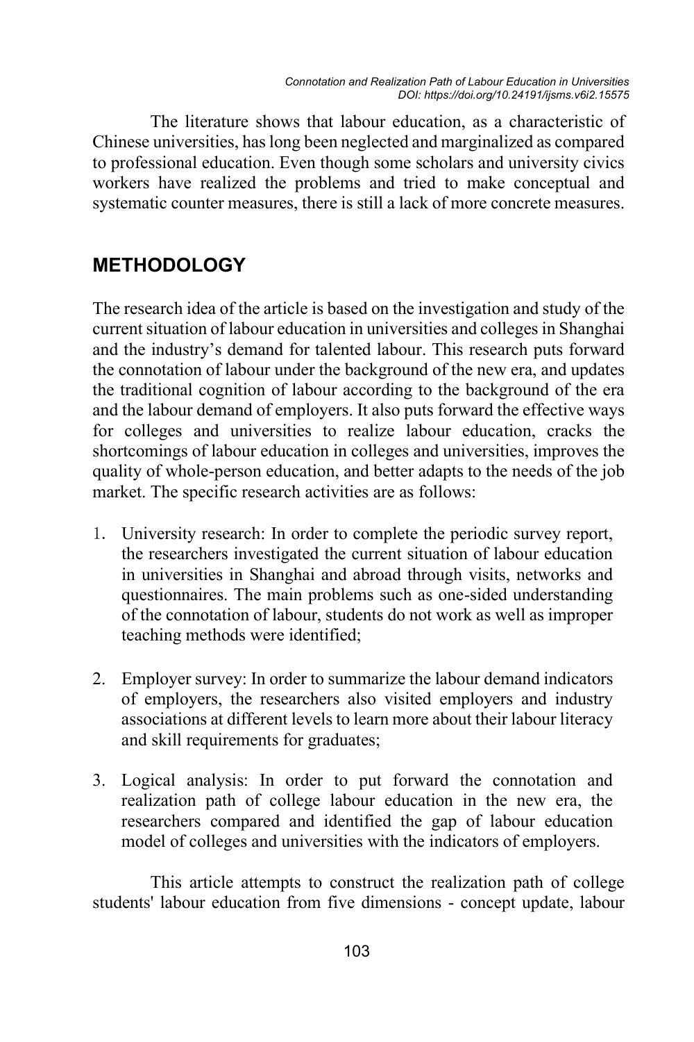The literature shows that labour education, as a characteristic of Chinese universities, has long been neglected and marginalized as compared to professional education. Even though some scholars and university civics workers have realized the problems and tried to make conceptual and systematic counter measures, there is still a lack of more concrete measures.

## METHODOLOGY

The research idea of the article is based on the investigation and study of the current situation of labour education in universities and colleges in Shanghai and the industry's demand for talented labour. This research puts forward the connotation of labour under the background of the new era, and updates the traditional cognition of labour according to the background of the era and the labour demand of employers. It also puts forward the effective ways for colleges and universities to realize labour education, cracks the shortcomings of labour education in colleges and universities, improves the quality of whole-person education, and better adapts to the needs of the job market. The specific research activities are as follows:

1. University research: In order to complete the periodic survey report, the researchers investigated the current situation of labour education in universities in Shanghai and abroad through visits, networks and questionnaires. The main problems such as one-sided understanding of the connotation of labour, students do not work as well as improper teaching methods were identified;

2. Employer survey: In order to summarize the labour demand indicators of employers, the researchers also visited employers and industry associations at different levels to learn more about their labour literacy and skill requirements for graduates;

3. Logical analysis: In order to put forward the connotation and realization path of college labour education in the new era, the researchers compared and identified the gap of labour education model of colleges and universities with the indicators of employers.

This article attempts to construct the realization path of college students' labour education from five dimensions - concept update, labour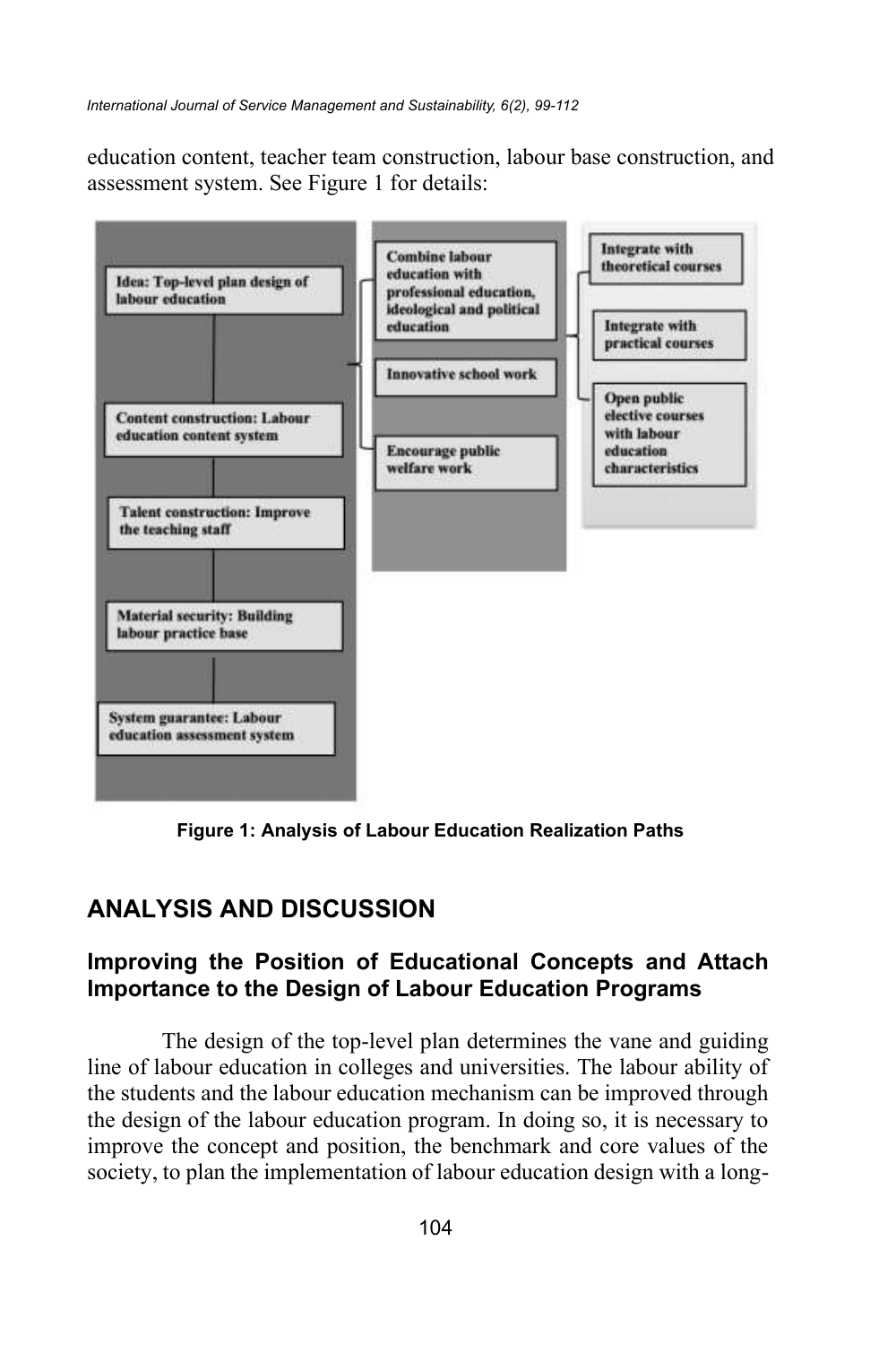education content, teacher team construction, labour base construction, and assessment system. See Figure 1 for details:

Idea: Top-level plan design of labour education

Content construction: Labour education content system

Talent construction: Improve the teaching staff

Material security: Building labour practice base

System guarantee: Labour education assessment system

Combine labour education with professional education, ideological and political education

Innovative school work

Encourage public welfare work

Integrate with theoretical courses

Integrate with practical courses

Open public elective courses with labour education characteristics

**Figure 1: Analysis of Labour Education Realization Paths**

## ANALYSIS AND DISCUSSION

### Improving the Position of Educational Concepts and Attach Importance to the Design of Labour Education Programs

The design of the top-level plan determines the vane and guiding line of labour education in colleges and universities. The labour ability of the students and the labour education mechanism can be improved through the design of the labour education program. In doing so, it is necessary to improve the concept and position, the benchmark and core values of the society, to plan the implementation of labour education design with a long-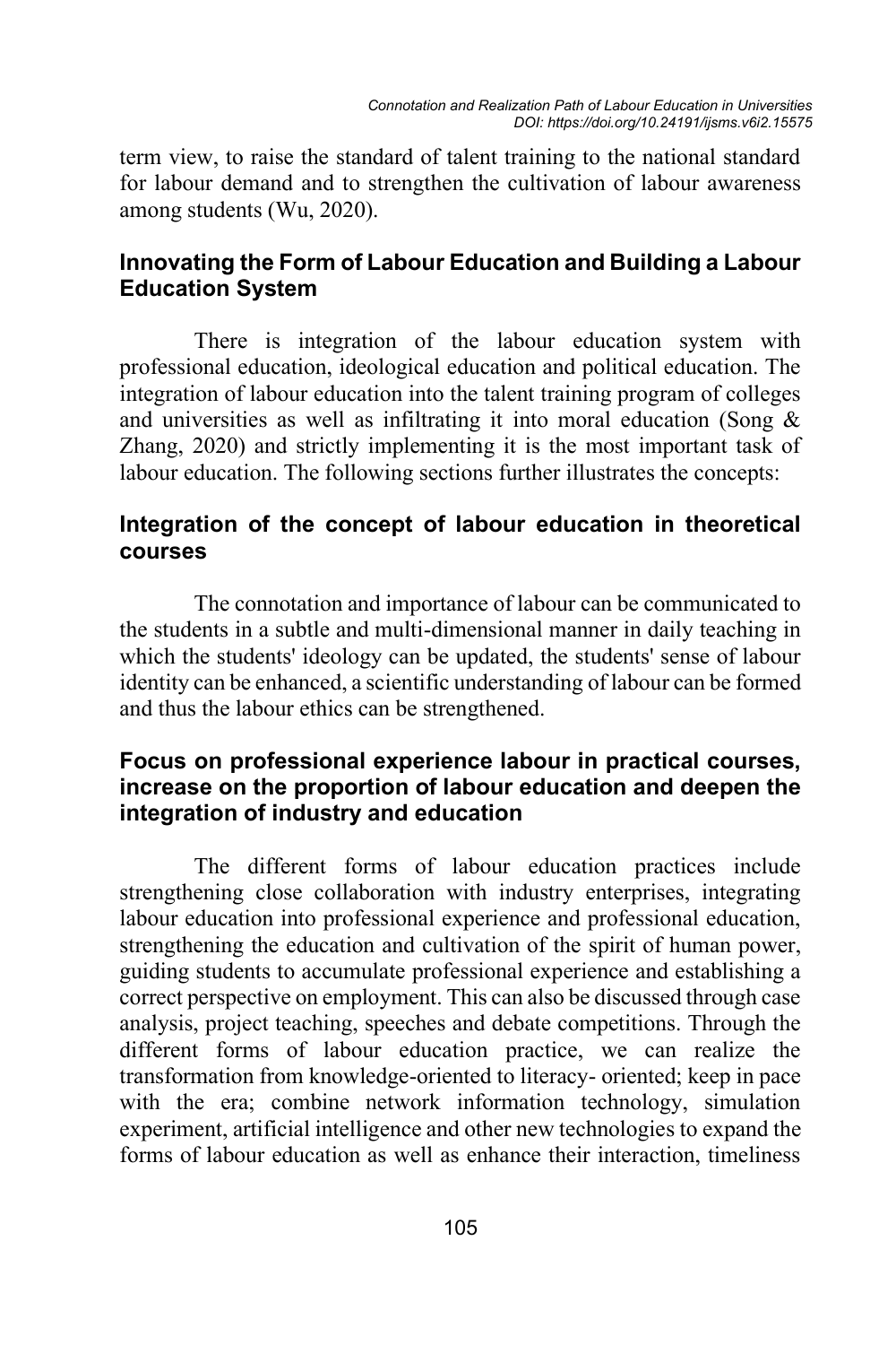term view, to raise the standard of talent training to the national standard for labour demand and to strengthen the cultivation of labour awareness among students (Wu, 2020).

### Innovating the Form of Labour Education and Building a Labour Education System

There is integration of the labour education system with professional education, ideological education and political education. The integration of labour education into the talent training program of colleges and universities as well as infiltrating it into moral education (Song & Zhang, 2020) and strictly implementing it is the most important task of labour education. The following sections further illustrates the concepts:

### Integration of the concept of labour education in theoretical courses

The connotation and importance of labour can be communicated to the students in a subtle and multi-dimensional manner in daily teaching in which the students' ideology can be updated, the students' sense of labour identity can be enhanced, a scientific understanding of labour can be formed and thus the labour ethics can be strengthened.

### Focus on professional experience labour in practical courses, increase on the proportion of labour education and deepen the integration of industry and education

The different forms of labour education practices include strengthening close collaboration with industry enterprises, integrating labour education into professional experience and professional education, strengthening the education and cultivation of the spirit of human power, guiding students to accumulate professional experience and establishing a correct perspective on employment. This can also be discussed through case analysis, project teaching, speeches and debate competitions. Through the different forms of labour education practice, we can realize the transformation from knowledge-oriented to literacy- oriented; keep in pace with the era; combine network information technology, simulation experiment, artificial intelligence and other new technologies to expand the forms of labour education as well as enhance their interaction, timeliness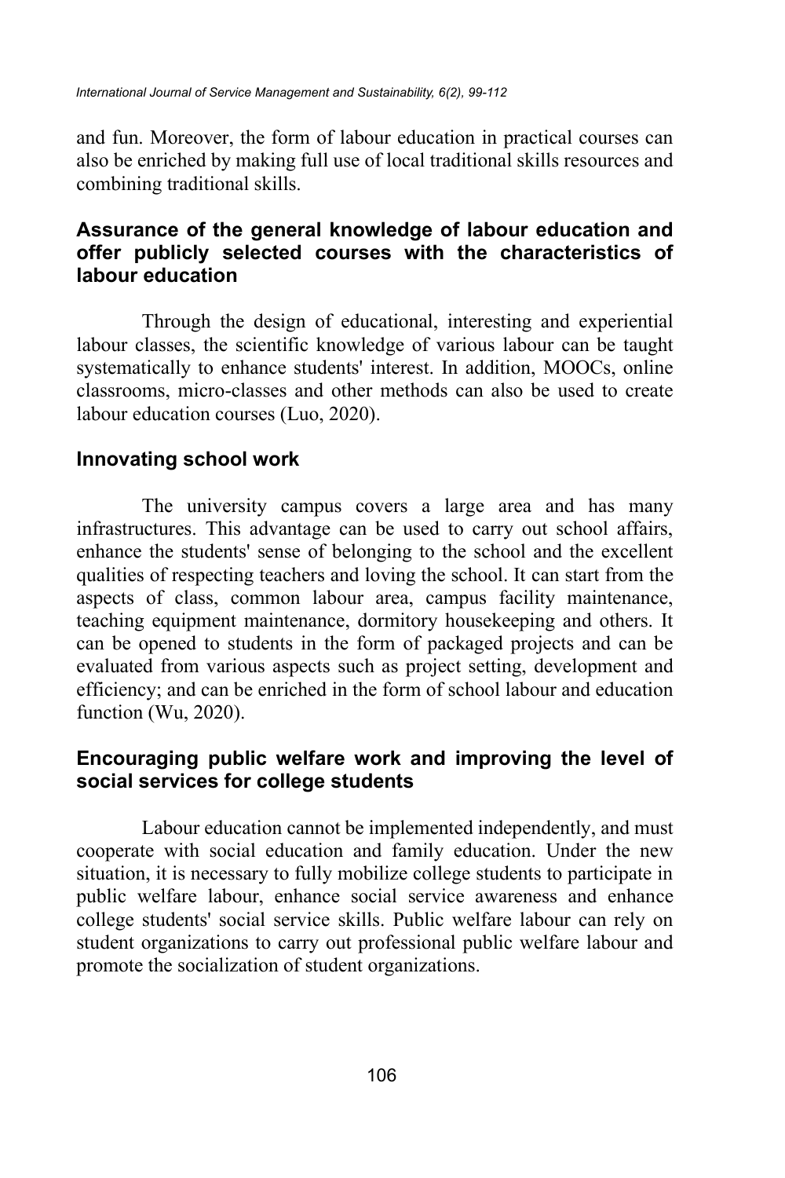and fun. Moreover, the form of labour education in practical courses can also be enriched by making full use of local traditional skills resources and combining traditional skills.

## Assurance of the general knowledge of labour education and offer publicly selected courses with the characteristics of labour education

Through the design of educational, interesting and experiential labour classes, the scientific knowledge of various labour can be taught systematically to enhance students' interest. In addition, MOOCs, online classrooms, micro-classes and other methods can also be used to create labour education courses (Luo, 2020).

## Innovating school work

The university campus covers a large area and has many infrastructures. This advantage can be used to carry out school affairs, enhance the students' sense of belonging to the school and the excellent qualities of respecting teachers and loving the school. It can start from the aspects of class, common labour area, campus facility maintenance, teaching equipment maintenance, dormitory housekeeping and others. It can be opened to students in the form of packaged projects and can be evaluated from various aspects such as project setting, development and efficiency; and can be enriched in the form of school labour and education function (Wu, 2020).

## Encouraging public welfare work and improving the level of social services for college students

Labour education cannot be implemented independently, and must cooperate with social education and family education. Under the new situation, it is necessary to fully mobilize college students to participate in public welfare labour, enhance social service awareness and enhance college students' social service skills. Public welfare labour can rely on student organizations to carry out professional public welfare labour and promote the socialization of student organizations.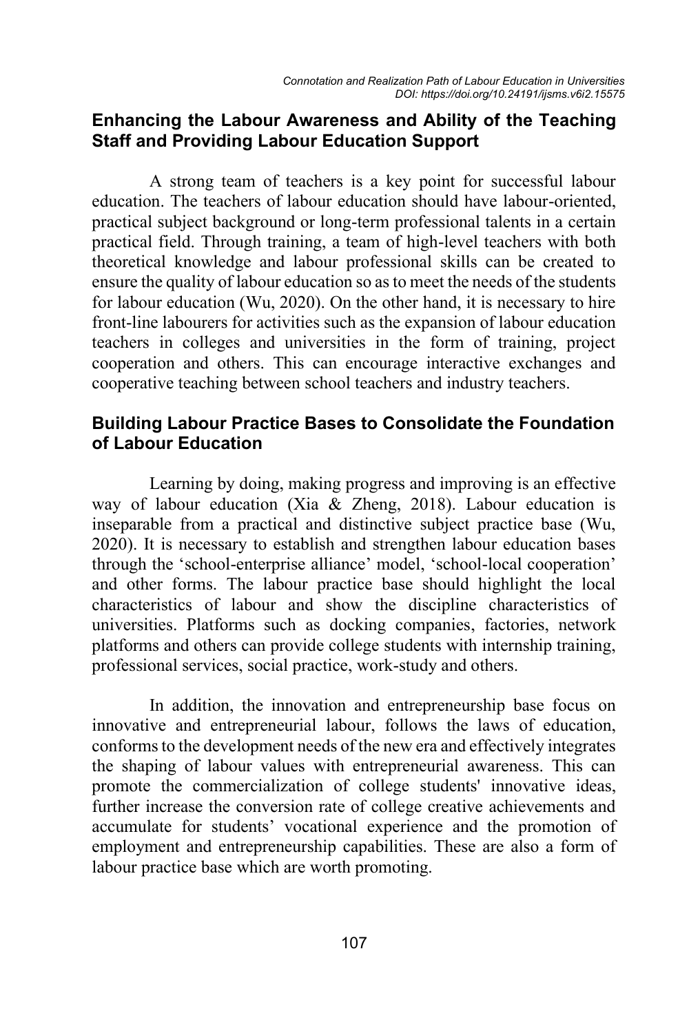## Enhancing the Labour Awareness and Ability of the Teaching Staff and Providing Labour Education Support

A strong team of teachers is a key point for successful labour education. The teachers of labour education should have labour-oriented, practical subject background or long-term professional talents in a certain practical field. Through training, a team of high-level teachers with both theoretical knowledge and labour professional skills can be created to ensure the quality of labour education so as to meet the needs of the students for labour education (Wu, 2020). On the other hand, it is necessary to hire front-line labourers for activities such as the expansion of labour education teachers in colleges and universities in the form of training, project cooperation and others. This can encourage interactive exchanges and cooperative teaching between school teachers and industry teachers.

## Building Labour Practice Bases to Consolidate the Foundation of Labour Education

Learning by doing, making progress and improving is an effective way of labour education (Xia & Zheng, 2018). Labour education is inseparable from a practical and distinctive subject practice base (Wu, 2020). It is necessary to establish and strengthen labour education bases through the 'school-enterprise alliance' model, 'school-local cooperation' and other forms. The labour practice base should highlight the local characteristics of labour and show the discipline characteristics of universities. Platforms such as docking companies, factories, network platforms and others can provide college students with internship training, professional services, social practice, work-study and others.

In addition, the innovation and entrepreneurship base focus on innovative and entrepreneurial labour, follows the laws of education, conforms to the development needs of the new era and effectively integrates the shaping of labour values with entrepreneurial awareness. This can promote the commercialization of college students' innovative ideas, further increase the conversion rate of college creative achievements and accumulate for students' vocational experience and the promotion of employment and entrepreneurship capabilities. These are also a form of labour practice base which are worth promoting.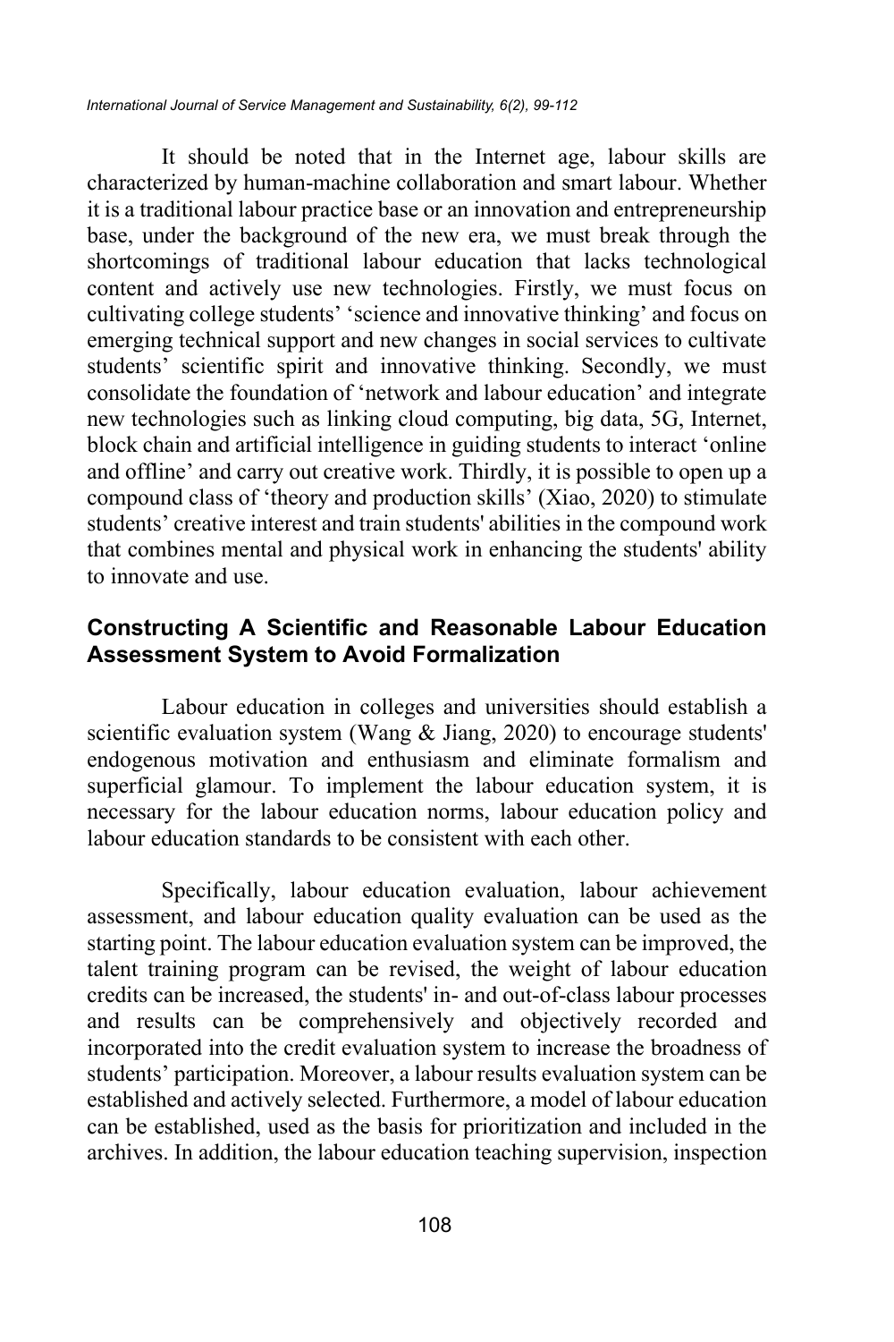It should be noted that in the Internet age, labour skills are characterized by human-machine collaboration and smart labour. Whether it is a traditional labour practice base or an innovation and entrepreneurship base, under the background of the new era, we must break through the shortcomings of traditional labour education that lacks technological content and actively use new technologies. Firstly, we must focus on cultivating college students' 'science and innovative thinking' and focus on emerging technical support and new changes in social services to cultivate students' scientific spirit and innovative thinking. Secondly, we must consolidate the foundation of 'network and labour education' and integrate new technologies such as linking cloud computing, big data, 5G, Internet, block chain and artificial intelligence in guiding students to interact 'online and offline' and carry out creative work. Thirdly, it is possible to open up a compound class of 'theory and production skills' (Xiao, 2020) to stimulate students' creative interest and train students' abilities in the compound work that combines mental and physical work in enhancing the students' ability to innovate and use.

## Constructing A Scientific and Reasonable Labour Education Assessment System to Avoid Formalization

Labour education in colleges and universities should establish a scientific evaluation system (Wang & Jiang, 2020) to encourage students' endogenous motivation and enthusiasm and eliminate formalism and superficial glamour. To implement the labour education system, it is necessary for the labour education norms, labour education policy and labour education standards to be consistent with each other.

Specifically, labour education evaluation, labour achievement assessment, and labour education quality evaluation can be used as the starting point. The labour education evaluation system can be improved, the talent training program can be revised, the weight of labour education credits can be increased, the students' in- and out-of-class labour processes and results can be comprehensively and objectively recorded and incorporated into the credit evaluation system to increase the broadness of students' participation. Moreover, a labour results evaluation system can be established and actively selected. Furthermore, a model of labour education can be established, used as the basis for prioritization and included in the archives. In addition, the labour education teaching supervision, inspection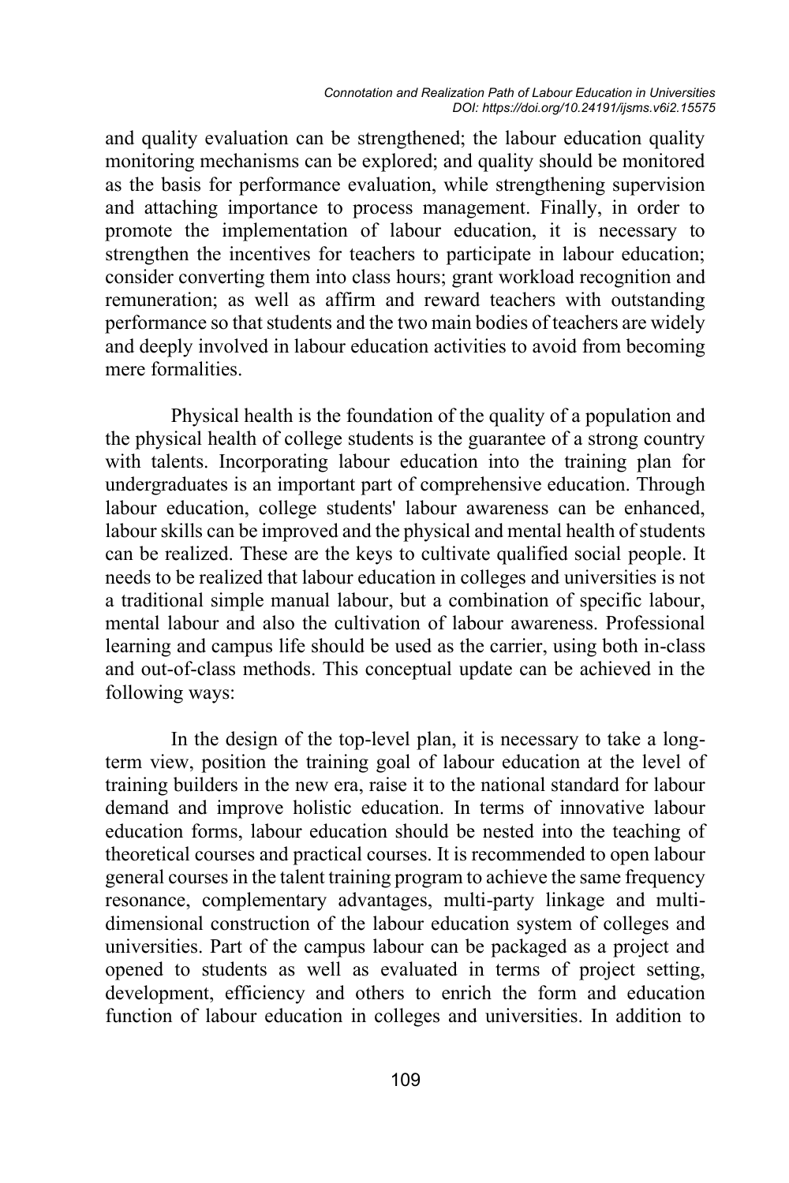and quality evaluation can be strengthened; the labour education quality monitoring mechanisms can be explored; and quality should be monitored as the basis for performance evaluation, while strengthening supervision and attaching importance to process management. Finally, in order to promote the implementation of labour education, it is necessary to strengthen the incentives for teachers to participate in labour education; consider converting them into class hours; grant workload recognition and remuneration; as well as affirm and reward teachers with outstanding performance so that students and the two main bodies of teachers are widely and deeply involved in labour education activities to avoid from becoming mere formalities.

Physical health is the foundation of the quality of a population and the physical health of college students is the guarantee of a strong country with talents. Incorporating labour education into the training plan for undergraduates is an important part of comprehensive education. Through labour education, college students' labour awareness can be enhanced, labour skills can be improved and the physical and mental health of students can be realized. These are the keys to cultivate qualified social people. It needs to be realized that labour education in colleges and universities is not a traditional simple manual labour, but a combination of specific labour, mental labour and also the cultivation of labour awareness. Professional learning and campus life should be used as the carrier, using both in-class and out-of-class methods. This conceptual update can be achieved in the following ways:

In the design of the top-level plan, it is necessary to take a long-term view, position the training goal of labour education at the level of training builders in the new era, raise it to the national standard for labour demand and improve holistic education. In terms of innovative labour education forms, labour education should be nested into the teaching of theoretical courses and practical courses. It is recommended to open labour general courses in the talent training program to achieve the same frequency resonance, complementary advantages, multi-party linkage and multi-dimensional construction of the labour education system of colleges and universities. Part of the campus labour can be packaged as a project and opened to students as well as evaluated in terms of project setting, development, efficiency and others to enrich the form and education function of labour education in colleges and universities. In addition to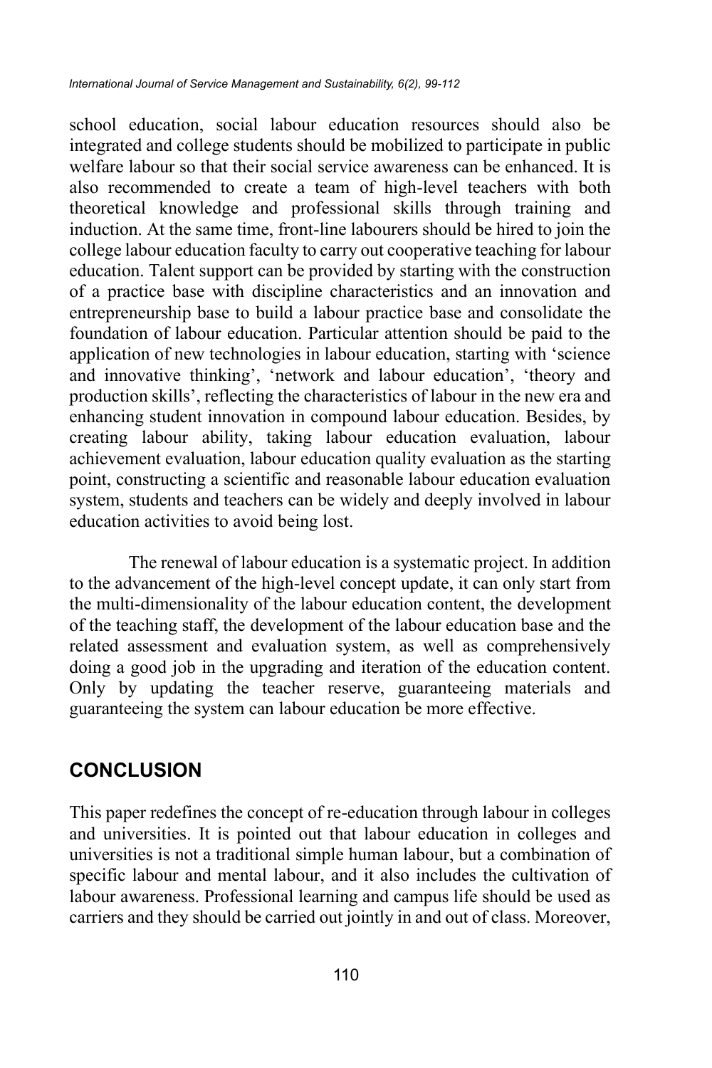school education, social labour education resources should also be integrated and college students should be mobilized to participate in public welfare labour so that their social service awareness can be enhanced. It is also recommended to create a team of high-level teachers with both theoretical knowledge and professional skills through training and induction. At the same time, front-line labourers should be hired to join the college labour education faculty to carry out cooperative teaching for labour education. Talent support can be provided by starting with the construction of a practice base with discipline characteristics and an innovation and entrepreneurship base to build a labour practice base and consolidate the foundation of labour education. Particular attention should be paid to the application of new technologies in labour education, starting with 'science and innovative thinking', 'network and labour education', 'theory and production skills', reflecting the characteristics of labour in the new era and enhancing student innovation in compound labour education. Besides, by creating labour ability, taking labour education evaluation, labour achievement evaluation, labour education quality evaluation as the starting point, constructing a scientific and reasonable labour education evaluation system, students and teachers can be widely and deeply involved in labour education activities to avoid being lost.

The renewal of labour education is a systematic project. In addition to the advancement of the high-level concept update, it can only start from the multi-dimensionality of the labour education content, the development of the teaching staff, the development of the labour education base and the related assessment and evaluation system, as well as comprehensively doing a good job in the upgrading and iteration of the education content. Only by updating the teacher reserve, guaranteeing materials and guaranteeing the system can labour education be more effective.

## CONCLUSION

This paper redefines the concept of re-education through labour in colleges and universities. It is pointed out that labour education in colleges and universities is not a traditional simple human labour, but a combination of specific labour and mental labour, and it also includes the cultivation of labour awareness. Professional learning and campus life should be used as carriers and they should be carried out jointly in and out of class. Moreover,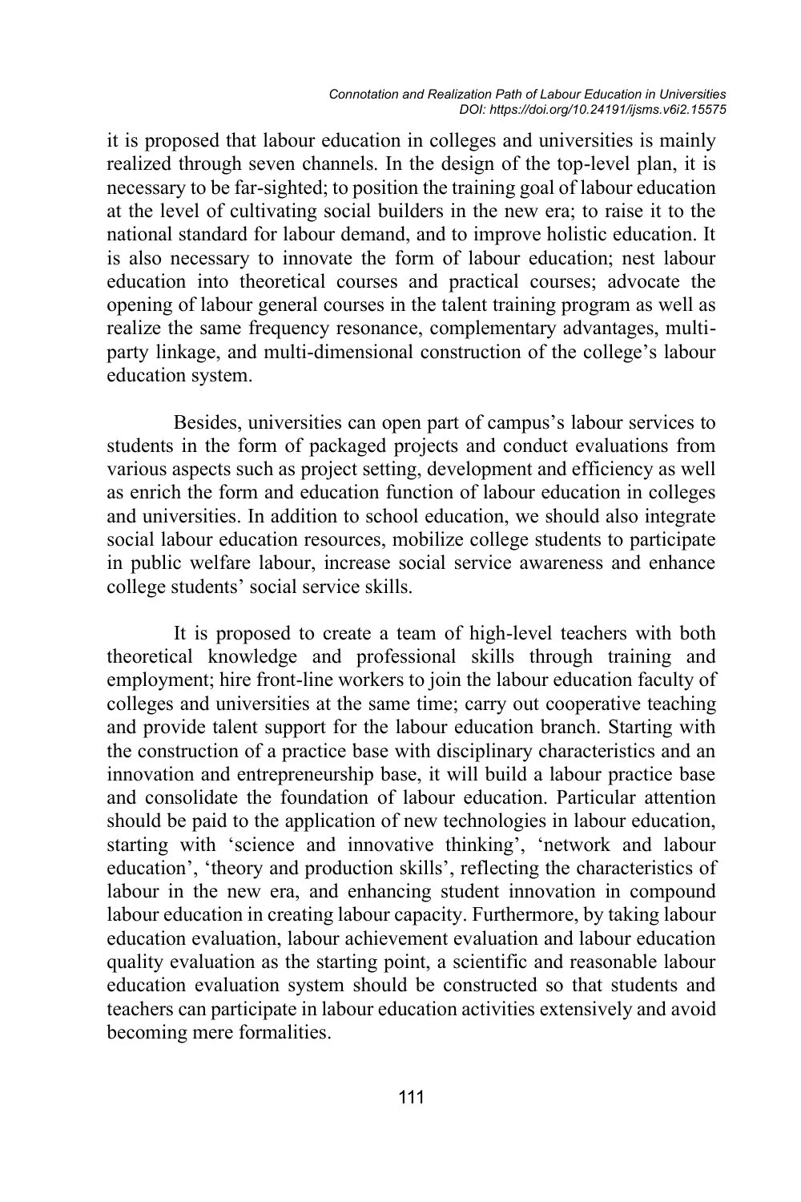it is proposed that labour education in colleges and universities is mainly realized through seven channels. In the design of the top-level plan, it is necessary to be far-sighted; to position the training goal of labour education at the level of cultivating social builders in the new era; to raise it to the national standard for labour demand, and to improve holistic education. It is also necessary to innovate the form of labour education; nest labour education into theoretical courses and practical courses; advocate the opening of labour general courses in the talent training program as well as realize the same frequency resonance, complementary advantages, multi-party linkage, and multi-dimensional construction of the college's labour education system.

Besides, universities can open part of campus's labour services to students in the form of packaged projects and conduct evaluations from various aspects such as project setting, development and efficiency as well as enrich the form and education function of labour education in colleges and universities. In addition to school education, we should also integrate social labour education resources, mobilize college students to participate in public welfare labour, increase social service awareness and enhance college students' social service skills.

It is proposed to create a team of high-level teachers with both theoretical knowledge and professional skills through training and employment; hire front-line workers to join the labour education faculty of colleges and universities at the same time; carry out cooperative teaching and provide talent support for the labour education branch. Starting with the construction of a practice base with disciplinary characteristics and an innovation and entrepreneurship base, it will build a labour practice base and consolidate the foundation of labour education. Particular attention should be paid to the application of new technologies in labour education, starting with 'science and innovative thinking', 'network and labour education', 'theory and production skills', reflecting the characteristics of labour in the new era, and enhancing student innovation in compound labour education in creating labour capacity. Furthermore, by taking labour education evaluation, labour achievement evaluation and labour education quality evaluation as the starting point, a scientific and reasonable labour education evaluation system should be constructed so that students and teachers can participate in labour education activities extensively and avoid becoming mere formalities.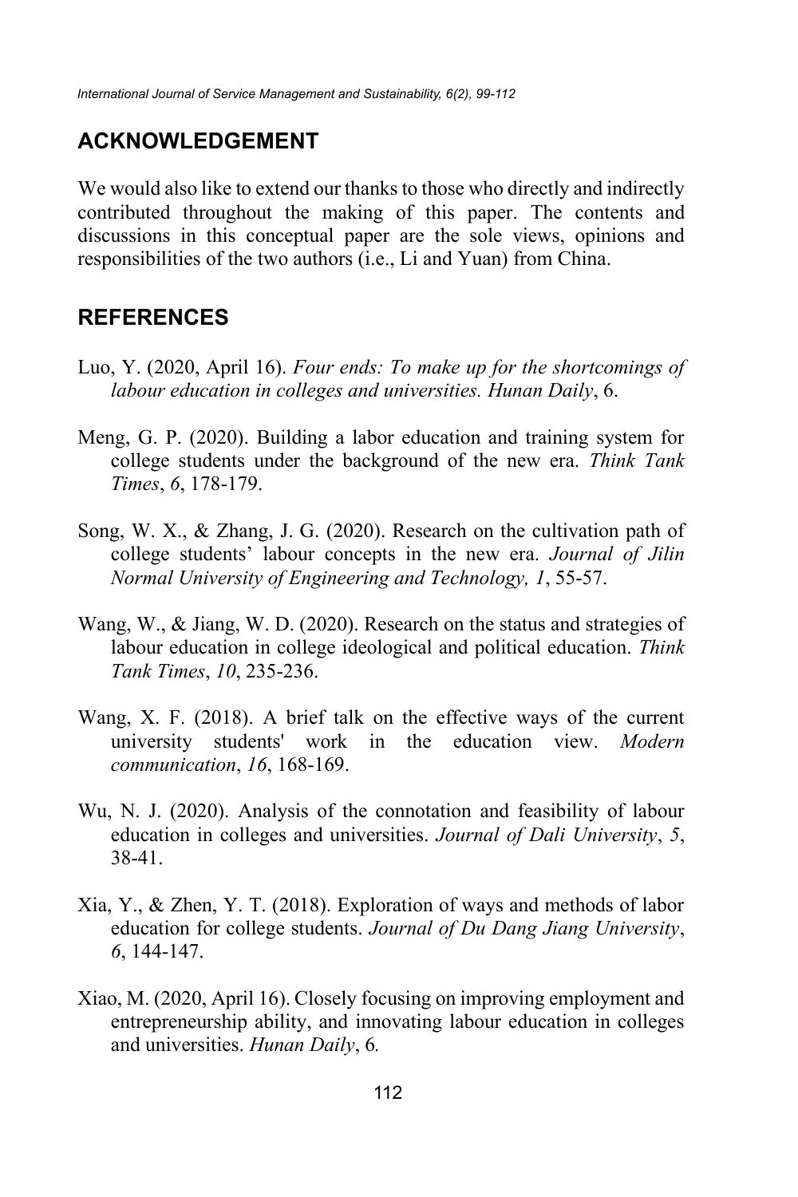## ACKNOWLEDGEMENT

We would also like to extend our thanks to those who directly and indirectly contributed throughout the making of this paper. The contents and discussions in this conceptual paper are the sole views, opinions and responsibilities of the two authors (i.e., Li and Yuan) from China.

## REFERENCES

Luo, Y. (2020, April 16). *Four ends: To make up for the shortcomings of labour education in colleges and universities. Hunan Daily*, 6.

Meng, G. P. (2020). Building a labor education and training system for college students under the background of the new era. *Think Tank Times*, *6*, 178-179.

Song, W. X., & Zhang, J. G. (2020). Research on the cultivation path of college students' labour concepts in the new era. *Journal of Jilin Normal University of Engineering and Technology, 1*, 55-57.

Wang, W., & Jiang, W. D. (2020). Research on the status and strategies of labour education in college ideological and political education. *Think Tank Times*, *10*, 235-236.

Wang, X. F. (2018). A brief talk on the effective ways of the current university students' work in the education view. *Modern communication*, *16*, 168-169.

Wu, N. J. (2020). Analysis of the connotation and feasibility of labour education in colleges and universities. *Journal of Dali University*, *5*, 38-41.

Xia, Y., & Zhen, Y. T. (2018). Exploration of ways and methods of labor education for college students. *Journal of Du Dang Jiang University*, *6*, 144-147.

Xiao, M. (2020, April 16). Closely focusing on improving employment and entrepreneurship ability, and innovating labour education in colleges and universities. *Hunan Daily*, 6.